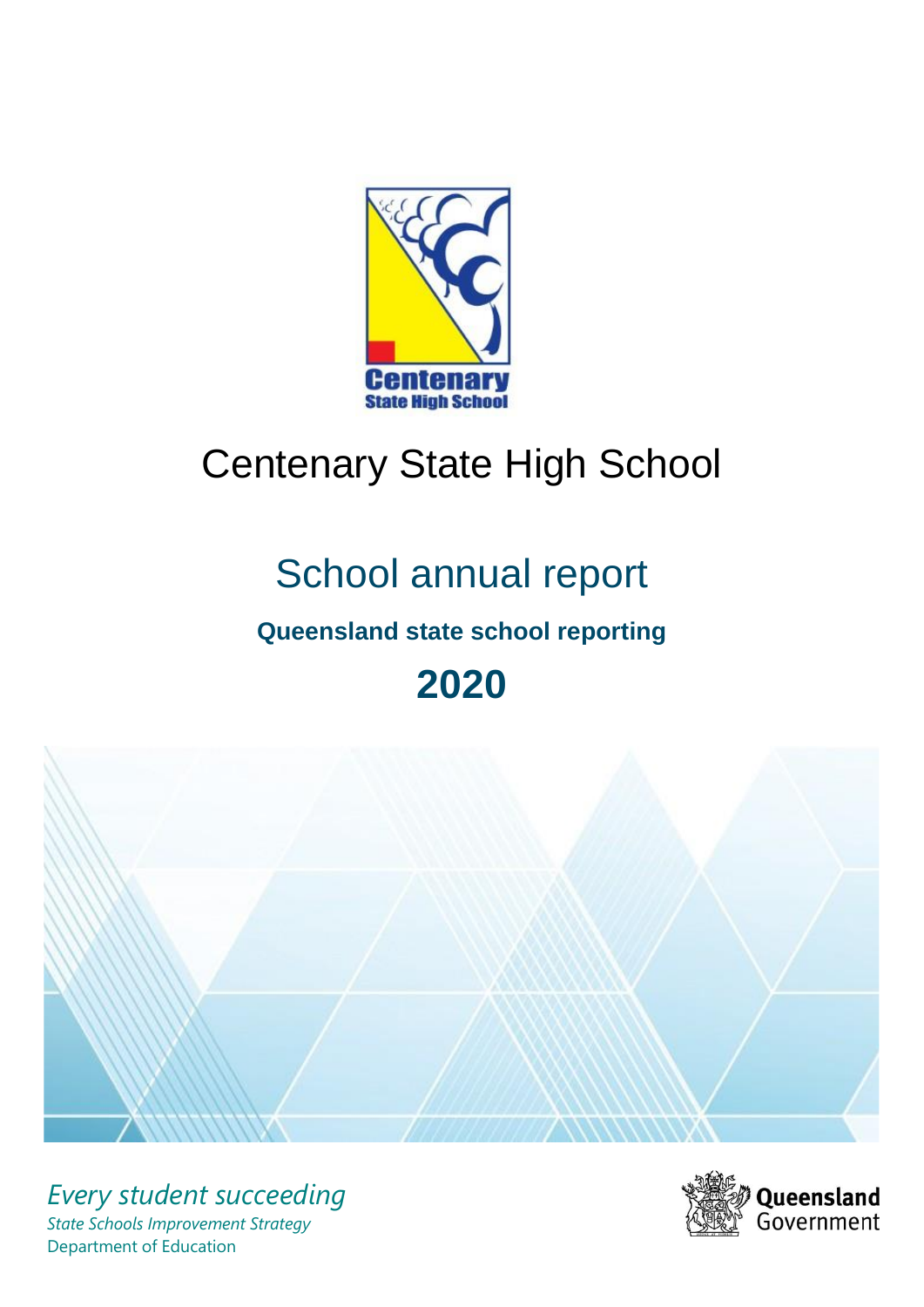# Centenary State High School

## School annual report

### Queensland state school reporting

## 2020

*Every student succeeding*

*State Schools Improvement Strategy*

Department of Education

Queensland Government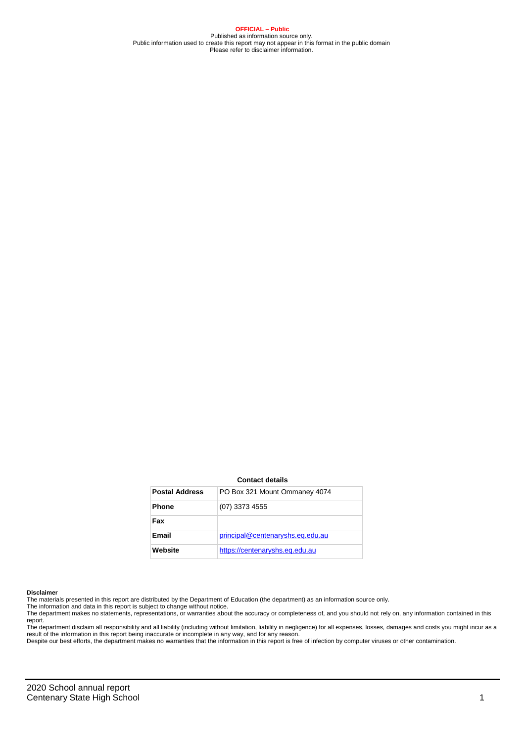**OFFICIAL – Public**
Published as information source only.
Public information used to create this report may not appear in this format in the public domain
Please refer to disclaimer information.

**Contact details**

| Postal Address | PO Box 321 Mount Ommaney 4074 |
| --- | --- |
| Phone | (07) 3373 4555 |
| Fax | |
| Email | principal@centenaryshs.eq.edu.au |
| Website | https://centenaryshs.eq.edu.au |

**Disclaimer**
The materials presented in this report are distributed by the Department of Education (the department) as an information source only.
The information and data in this report is subject to change without notice.
The department makes no statements, representations, or warranties about the accuracy or completeness of, and you should not rely on, any information contained in this report.
The department disclaim all responsibility and all liability (including without limitation, liability in negligence) for all expenses, losses, damages and costs you might incur as a result of the information in this report being inaccurate or incomplete in any way, and for any reason.
Despite our best efforts, the department makes no warranties that the information in this report is free of infection by computer viruses or other contamination.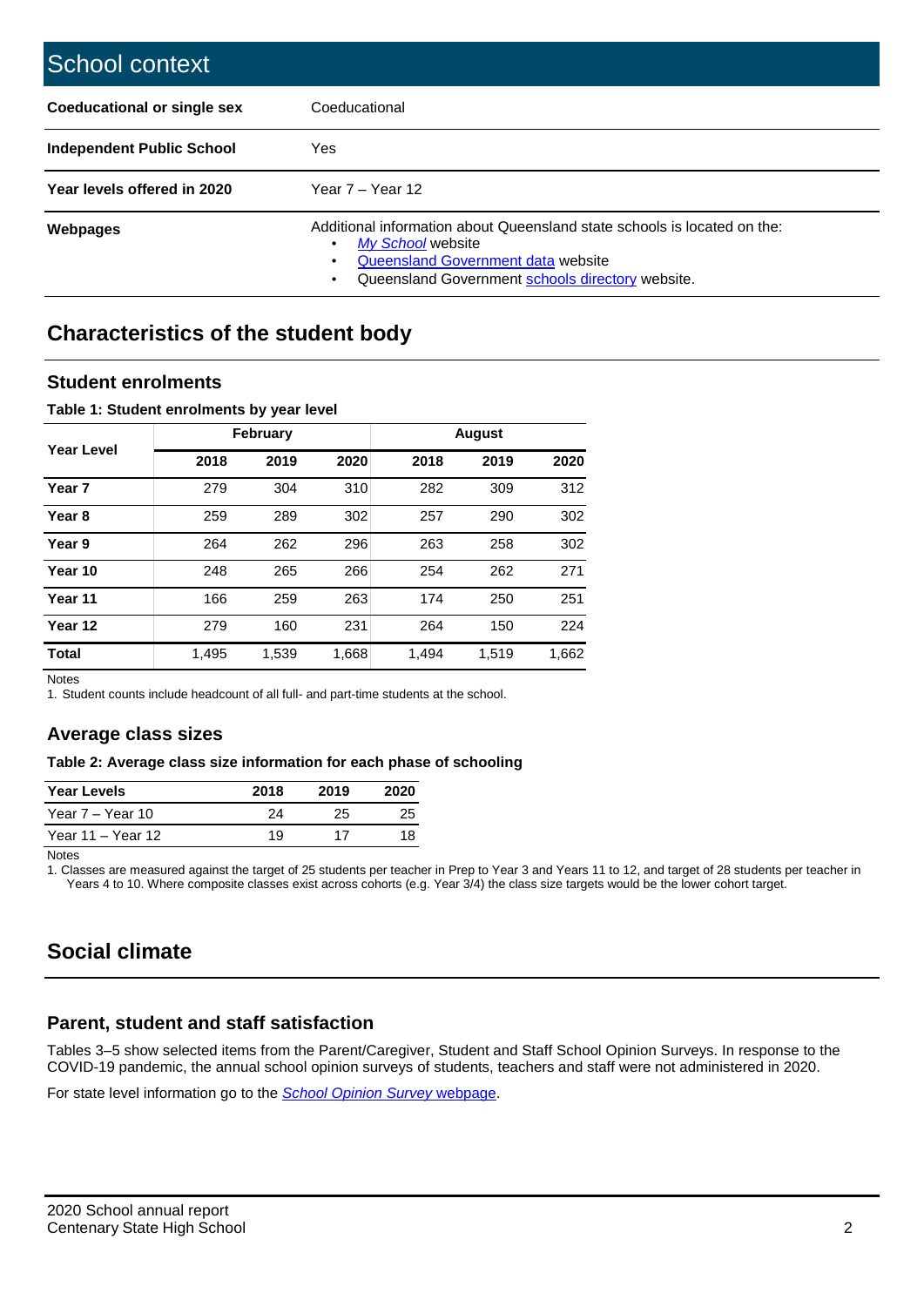# School context

| Coeducational or single sex | Coeducational |
|---|---|
| Independent Public School | Yes |
| Year levels offered in 2020 | Year 7 – Year 12 |
| Webpages | Additional information about Queensland state schools is located on the: <br>• *My School* website <br>• Queensland Government data website <br>• Queensland Government schools directory website. |

## Characteristics of the student body

### Student enrolments

**Table 1: Student enrolments by year level**

| Year Level | February | | | August | | |
|---|---|---|---|---|---|---|
| | 2018 | 2019 | 2020 | 2018 | 2019 | 2020 |
| **Year 7** | 279 | 304 | 310 | 282 | 309 | 312 |
| **Year 8** | 259 | 289 | 302 | 257 | 290 | 302 |
| **Year 9** | 264 | 262 | 296 | 263 | 258 | 302 |
| **Year 10** | 248 | 265 | 266 | 254 | 262 | 271 |
| **Year 11** | 166 | 259 | 263 | 174 | 250 | 251 |
| **Year 12** | 279 | 160 | 231 | 264 | 150 | 224 |
| **Total** | 1,495 | 1,539 | 1,668 | 1,494 | 1,519 | 1,662 |

Notes

1. Student counts include headcount of all full- and part-time students at the school.

### Average class sizes

**Table 2: Average class size information for each phase of schooling**

| Year Levels | 2018 | 2019 | 2020 |
|---|---|---|---|
| Year 7 – Year 10 | 24 | 25 | 25 |
| Year 11 – Year 12 | 19 | 17 | 18 |

Notes

1. Classes are measured against the target of 25 students per teacher in Prep to Year 3 and Years 11 to 12, and target of 28 students per teacher in Years 4 to 10. Where composite classes exist across cohorts (e.g. Year 3/4) the class size targets would be the lower cohort target.

## Social climate

### Parent, student and staff satisfaction

Tables 3–5 show selected items from the Parent/Caregiver, Student and Staff School Opinion Surveys. In response to the COVID-19 pandemic, the annual school opinion surveys of students, teachers and staff were not administered in 2020.

For state level information go to the *School Opinion Survey* webpage.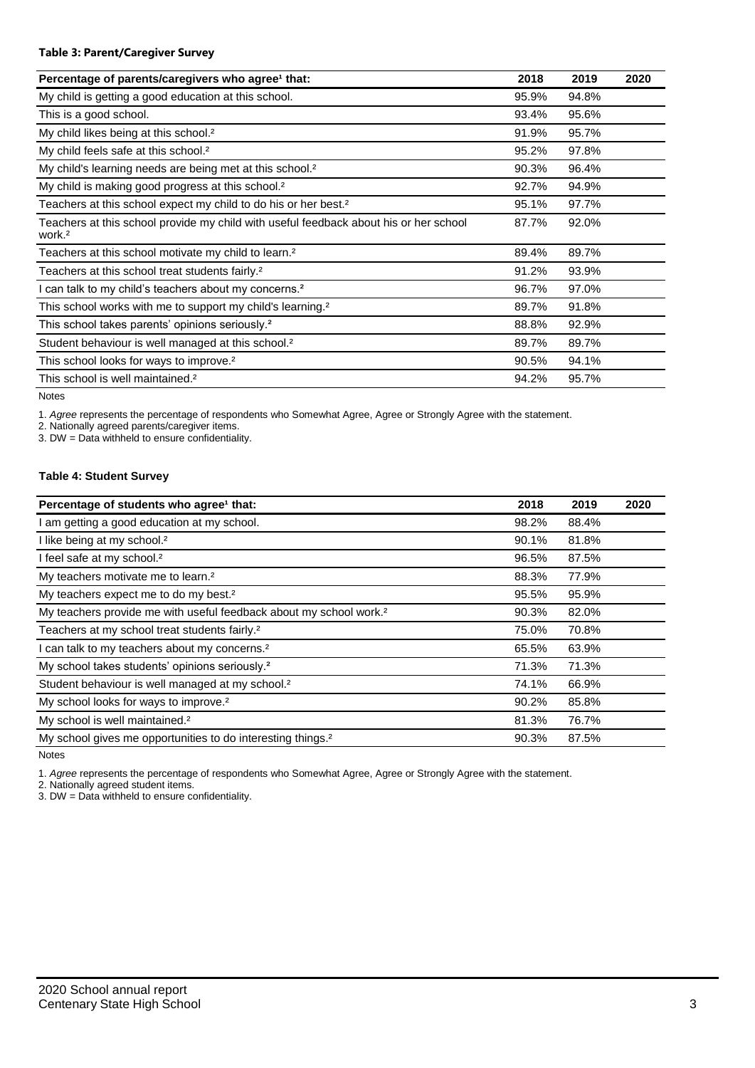#### Table 3: Parent/Caregiver Survey

| Percentage of parents/caregivers who agree[1] that: | 2018 | 2019 | 2020 |
|---|---|---|---|
| My child is getting a good education at this school. | 95.9% | 94.8% | |
| This is a good school. | 93.4% | 95.6% | |
| My child likes being at this school.[2] | 91.9% | 95.7% | |
| My child feels safe at this school.[2] | 95.2% | 97.8% | |
| My child's learning needs are being met at this school.[2] | 90.3% | 96.4% | |
| My child is making good progress at this school.[2] | 92.7% | 94.9% | |
| Teachers at this school expect my child to do his or her best.[2] | 95.1% | 97.7% | |
| Teachers at this school provide my child with useful feedback about his or her school work.[2] | 87.7% | 92.0% | |
| Teachers at this school motivate my child to learn.[2] | 89.4% | 89.7% | |
| Teachers at this school treat students fairly.[2] | 91.2% | 93.9% | |
| I can talk to my child's teachers about my concerns.[2] | 96.7% | 97.0% | |
| This school works with me to support my child's learning.[2] | 89.7% | 91.8% | |
| This school takes parents' opinions seriously.[2] | 88.8% | 92.9% | |
| Student behaviour is well managed at this school.[2] | 89.7% | 89.7% | |
| This school looks for ways to improve.[2] | 90.5% | 94.1% | |
| This school is well maintained.[2] | 94.2% | 95.7% | |

Notes

1. *Agree* represents the percentage of respondents who Somewhat Agree, Agree or Strongly Agree with the statement.
2. Nationally agreed parents/caregiver items.
3. DW = Data withheld to ensure confidentiality.

#### Table 4: Student Survey

| Percentage of students who agree[1] that: | 2018 | 2019 | 2020 |
|---|---|---|---|
| I am getting a good education at my school. | 98.2% | 88.4% | |
| I like being at my school.[2] | 90.1% | 81.8% | |
| I feel safe at my school.[2] | 96.5% | 87.5% | |
| My teachers motivate me to learn.[2] | 88.3% | 77.9% | |
| My teachers expect me to do my best.[2] | 95.5% | 95.9% | |
| My teachers provide me with useful feedback about my school work.[2] | 90.3% | 82.0% | |
| Teachers at my school treat students fairly.[2] | 75.0% | 70.8% | |
| I can talk to my teachers about my concerns.[2] | 65.5% | 63.9% | |
| My school takes students' opinions seriously.[2] | 71.3% | 71.3% | |
| Student behaviour is well managed at my school.[2] | 74.1% | 66.9% | |
| My school looks for ways to improve.[2] | 90.2% | 85.8% | |
| My school is well maintained.[2] | 81.3% | 76.7% | |
| My school gives me opportunities to do interesting things.[2] | 90.3% | 87.5% | |

Notes

1. *Agree* represents the percentage of respondents who Somewhat Agree, Agree or Strongly Agree with the statement.
2. Nationally agreed student items.
3. DW = Data withheld to ensure confidentiality.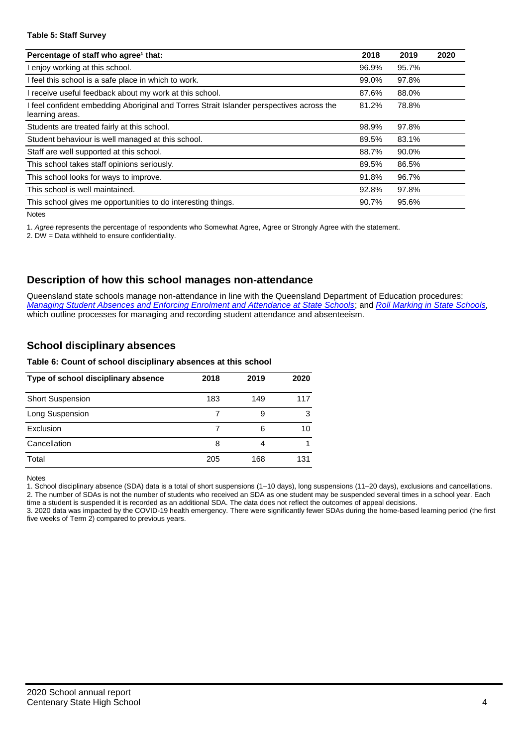**Table 5: Staff Survey**

| Percentage of staff who agree[1] that: | 2018 | 2019 | 2020 |
|---|---|---|---|
| I enjoy working at this school. | 96.9% | 95.7% | |
| I feel this school is a safe place in which to work. | 99.0% | 97.8% | |
| I receive useful feedback about my work at this school. | 87.6% | 88.0% | |
| I feel confident embedding Aboriginal and Torres Strait Islander perspectives across the learning areas. | 81.2% | 78.8% | |
| Students are treated fairly at this school. | 98.9% | 97.8% | |
| Student behaviour is well managed at this school. | 89.5% | 83.1% | |
| Staff are well supported at this school. | 88.7% | 90.0% | |
| This school takes staff opinions seriously. | 89.5% | 86.5% | |
| This school looks for ways to improve. | 91.8% | 96.7% | |
| This school is well maintained. | 92.8% | 97.8% | |
| This school gives me opportunities to do interesting things. | 90.7% | 95.6% | |

Notes

1. *Agree* represents the percentage of respondents who Somewhat Agree, Agree or Strongly Agree with the statement.

2. DW = Data withheld to ensure confidentiality.

## Description of how this school manages non-attendance

Queensland state schools manage non-attendance in line with the Queensland Department of Education procedures: *Managing Student Absences and Enforcing Enrolment and Attendance at State Schools*; and *Roll Marking in State Schools,* which outline processes for managing and recording student attendance and absenteeism.

## School disciplinary absences

**Table 6: Count of school disciplinary absences at this school**

| Type of school disciplinary absence | 2018 | 2019 | 2020 |
|---|---|---|---|
| Short Suspension | 183 | 149 | 117 |
| Long Suspension | 7 | 9 | 3 |
| Exclusion | 7 | 6 | 10 |
| Cancellation | 8 | 4 | 1 |
| Total | 205 | 168 | 131 |

Notes

1. School disciplinary absence (SDA) data is a total of short suspensions (1–10 days), long suspensions (11–20 days), exclusions and cancellations.

2. The number of SDAs is not the number of students who received an SDA as one student may be suspended several times in a school year. Each time a student is suspended it is recorded as an additional SDA. The data does not reflect the outcomes of appeal decisions.

3. 2020 data was impacted by the COVID-19 health emergency. There were significantly fewer SDAs during the home-based learning period (the first five weeks of Term 2) compared to previous years.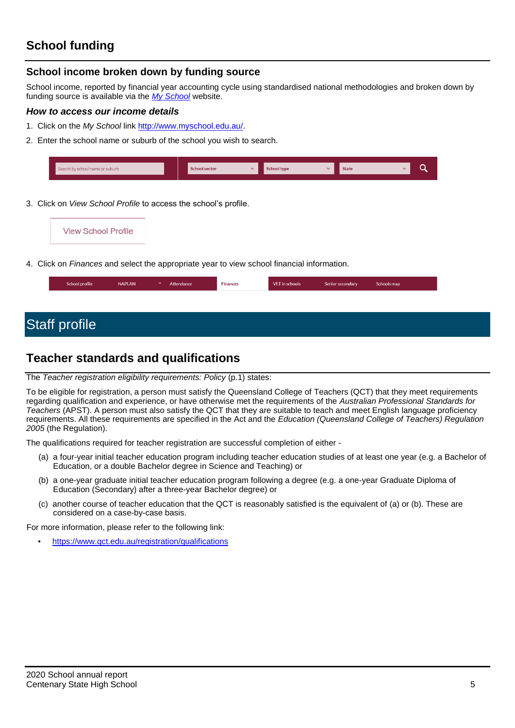## School funding

### School income broken down by funding source

School income, reported by financial year accounting cycle using standardised national methodologies and broken down by funding source is available via the *My School* website.

#### *How to access our income details*

1. Click on the *My School* link http://www.myschool.edu.au/.
2. Enter the school name or suburb of the school you wish to search.

Search by school name or suburb | School sector | School type | State

3. Click on *View School Profile* to access the school's profile.

View School Profile

4. Click on *Finances* and select the appropriate year to view school financial information.

School profile | NAPLAN | Attendance | Finances | VET in schools | Senior secondary | Schools map

# Staff profile

## Teacher standards and qualifications

The *Teacher registration eligibility requirements: Policy* (p.1) states:

To be eligible for registration, a person must satisfy the Queensland College of Teachers (QCT) that they meet requirements regarding qualification and experience, or have otherwise met the requirements of the *Australian Professional Standards for Teachers* (APST). A person must also satisfy the QCT that they are suitable to teach and meet English language proficiency requirements. All these requirements are specified in the Act and the *Education (Queensland College of Teachers) Regulation 2005* (the Regulation).

The qualifications required for teacher registration are successful completion of either -

(a) a four-year initial teacher education program including teacher education studies of at least one year (e.g. a Bachelor of Education, or a double Bachelor degree in Science and Teaching) or

(b) a one-year graduate initial teacher education program following a degree (e.g. a one-year Graduate Diploma of Education (Secondary) after a three-year Bachelor degree) or

(c) another course of teacher education that the QCT is reasonably satisfied is the equivalent of (a) or (b). These are considered on a case-by-case basis.

For more information, please refer to the following link:

- https://www.qct.edu.au/registration/qualifications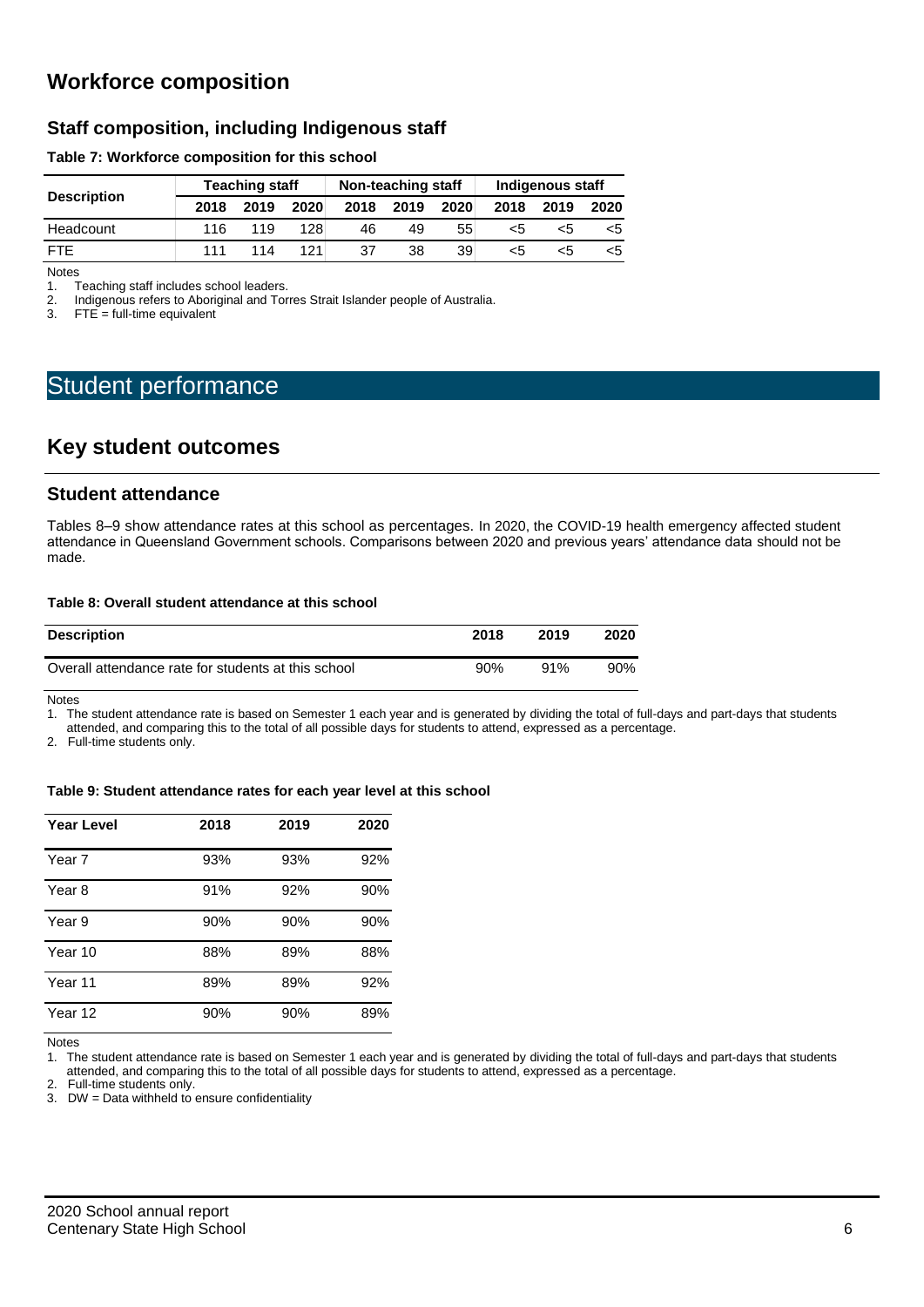## Workforce composition

### Staff composition, including Indigenous staff

**Table 7: Workforce composition for this school**

| Description | Teaching staff | | | Non-teaching staff | | | Indigenous staff | | |
|---|---|---|---|---|---|---|---|---|---|
| | 2018 | 2019 | 2020 | 2018 | 2019 | 2020 | 2018 | 2019 | 2020 |
| Headcount | 116 | 119 | 128 | 46 | 49 | 55 | <5 | <5 | <5 |
| FTE | 111 | 114 | 121 | 37 | 38 | 39 | <5 | <5 | <5 |

Notes

1. Teaching staff includes school leaders.
2. Indigenous refers to Aboriginal and Torres Strait Islander people of Australia.
3. FTE = full-time equivalent

# Student performance

## Key student outcomes

### Student attendance

Tables 8–9 show attendance rates at this school as percentages. In 2020, the COVID-19 health emergency affected student attendance in Queensland Government schools. Comparisons between 2020 and previous years' attendance data should not be made.

**Table 8: Overall student attendance at this school**

| Description | 2018 | 2019 | 2020 |
|---|---|---|---|
| Overall attendance rate for students at this school | 90% | 91% | 90% |

Notes

1. The student attendance rate is based on Semester 1 each year and is generated by dividing the total of full-days and part-days that students attended, and comparing this to the total of all possible days for students to attend, expressed as a percentage.
2. Full-time students only.

**Table 9: Student attendance rates for each year level at this school**

| Year Level | 2018 | 2019 | 2020 |
|---|---|---|---|
| Year 7 | 93% | 93% | 92% |
| Year 8 | 91% | 92% | 90% |
| Year 9 | 90% | 90% | 90% |
| Year 10 | 88% | 89% | 88% |
| Year 11 | 89% | 89% | 92% |
| Year 12 | 90% | 90% | 89% |

Notes

1. The student attendance rate is based on Semester 1 each year and is generated by dividing the total of full-days and part-days that students attended, and comparing this to the total of all possible days for students to attend, expressed as a percentage.
2. Full-time students only.
3. DW = Data withheld to ensure confidentiality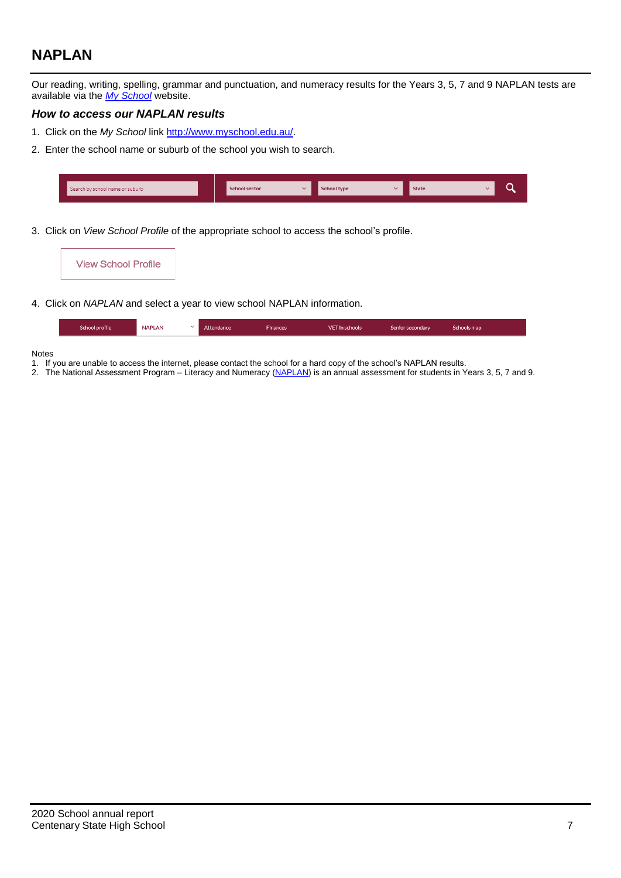## NAPLAN

Our reading, writing, spelling, grammar and punctuation, and numeracy results for the Years 3, 5, 7 and 9 NAPLAN tests are available via the *[My School](http://www.myschool.edu.au/)* website.

### *How to access our NAPLAN results*

1. Click on the *My School* link [http://www.myschool.edu.au/](http://www.myschool.edu.au/).
2. Enter the school name or suburb of the school you wish to search.

   Search by school name or suburb | School sector | School type | State

3. Click on *View School Profile* of the appropriate school to access the school's profile.

   View School Profile

4. Click on *NAPLAN* and select a year to view school NAPLAN information.

   School profile | NAPLAN | Attendance | Finances | VET in schools | Senior secondary | Schools map

Notes

1. If you are unable to access the internet, please contact the school for a hard copy of the school's NAPLAN results.
2. The National Assessment Program – Literacy and Numeracy (NAPLAN) is an annual assessment for students in Years 3, 5, 7 and 9.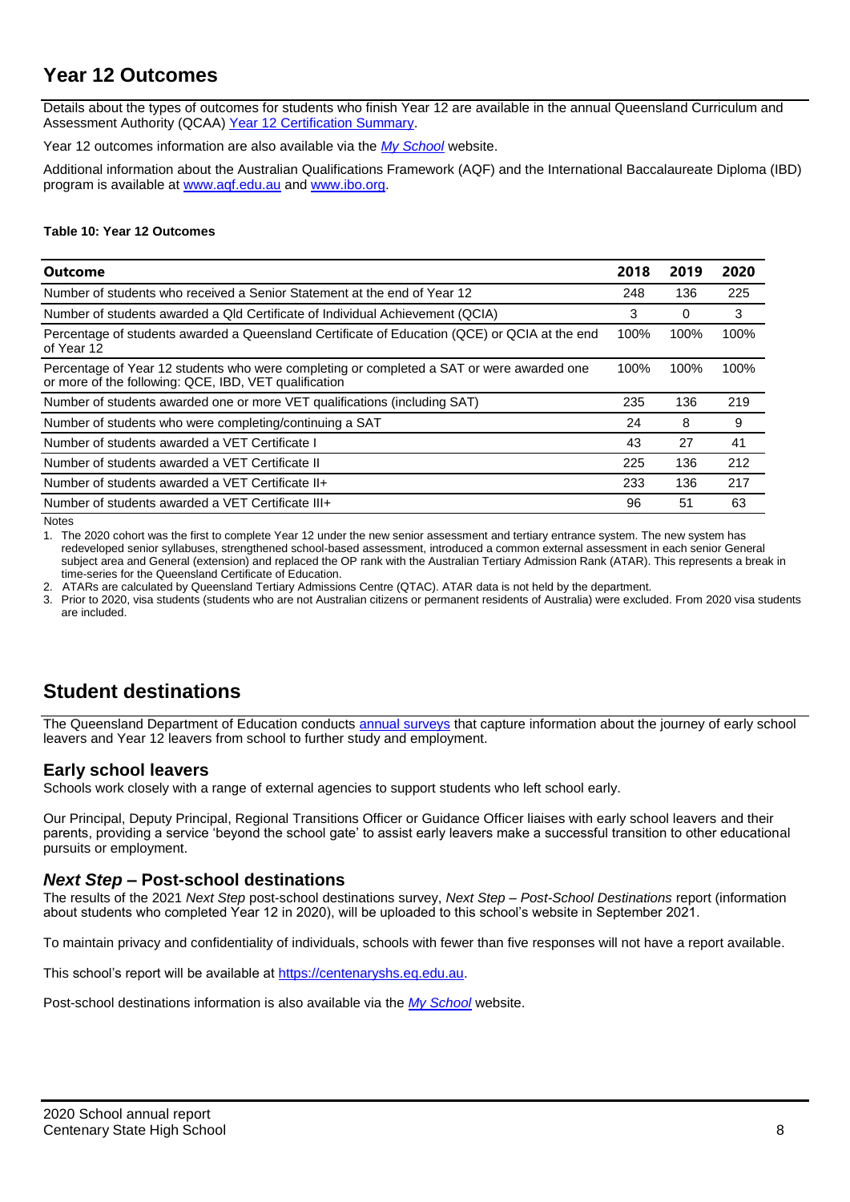## Year 12 Outcomes

Details about the types of outcomes for students who finish Year 12 are available in the annual Queensland Curriculum and Assessment Authority (QCAA) Year 12 Certification Summary.

Year 12 outcomes information are also available via the *My School* website.

Additional information about the Australian Qualifications Framework (AQF) and the International Baccalaureate Diploma (IBD) program is available at www.aqf.edu.au and www.ibo.org.

**Table 10: Year 12 Outcomes**

| Outcome | 2018 | 2019 | 2020 |
|---|---|---|---|
| Number of students who received a Senior Statement at the end of Year 12 | 248 | 136 | 225 |
| Number of students awarded a Qld Certificate of Individual Achievement (QCIA) | 3 | 0 | 3 |
| Percentage of students awarded a Queensland Certificate of Education (QCE) or QCIA at the end of Year 12 | 100% | 100% | 100% |
| Percentage of Year 12 students who were completing or completed a SAT or were awarded one or more of the following: QCE, IBD, VET qualification | 100% | 100% | 100% |
| Number of students awarded one or more VET qualifications (including SAT) | 235 | 136 | 219 |
| Number of students who were completing/continuing a SAT | 24 | 8 | 9 |
| Number of students awarded a VET Certificate I | 43 | 27 | 41 |
| Number of students awarded a VET Certificate II | 225 | 136 | 212 |
| Number of students awarded a VET Certificate II+ | 233 | 136 | 217 |
| Number of students awarded a VET Certificate III+ | 96 | 51 | 63 |

Notes

1. The 2020 cohort was the first to complete Year 12 under the new senior assessment and tertiary entrance system. The new system has redeveloped senior syllabuses, strengthened school-based assessment, introduced a common external assessment in each senior General subject area and General (extension) and replaced the OP rank with the Australian Tertiary Admission Rank (ATAR). This represents a break in time-series for the Queensland Certificate of Education.
2. ATARs are calculated by Queensland Tertiary Admissions Centre (QTAC). ATAR data is not held by the department.
3. Prior to 2020, visa students (students who are not Australian citizens or permanent residents of Australia) were excluded. From 2020 visa students are included.

## Student destinations

The Queensland Department of Education conducts annual surveys that capture information about the journey of early school leavers and Year 12 leavers from school to further study and employment.

### Early school leavers

Schools work closely with a range of external agencies to support students who left school early.

Our Principal, Deputy Principal, Regional Transitions Officer or Guidance Officer liaises with early school leavers and their parents, providing a service 'beyond the school gate' to assist early leavers make a successful transition to other educational pursuits or employment.

### *Next Step* – Post-school destinations

The results of the 2021 *Next Step* post-school destinations survey, *Next Step – Post-School Destinations* report (information about students who completed Year 12 in 2020), will be uploaded to this school's website in September 2021.

To maintain privacy and confidentiality of individuals, schools with fewer than five responses will not have a report available.

This school's report will be available at https://centenaryshs.eq.edu.au.

Post-school destinations information is also available via the *My School* website.